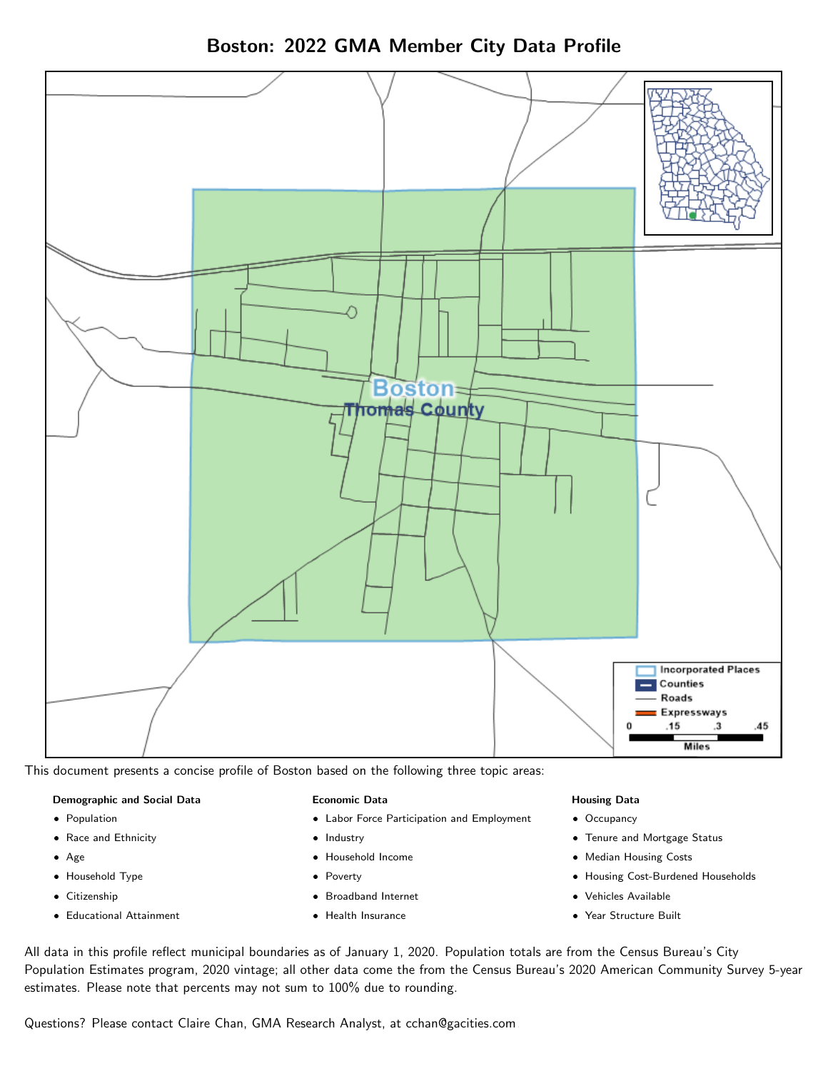# Boston: 2022 GMA Member City Data Profile

This document presents a concise profile of Boston based on the following three topic areas:

**Demographic and Social Data**

- Population
- Race and Ethnicity
- Age
- Household Type
- Citizenship
- Educational Attainment

**Economic Data**

- Labor Force Participation and Employment
- Industry
- Household Income
- Poverty
- Broadband Internet
- Health Insurance

**Housing Data**

- Occupancy
- Tenure and Mortgage Status
- Median Housing Costs
- Housing Cost-Burdened Households
- Vehicles Available
- Year Structure Built

All data in this profile reflect municipal boundaries as of January 1, 2020. Population totals are from the Census Bureau's City Population Estimates program, 2020 vintage; all other data come the from the Census Bureau's 2020 American Community Survey 5-year estimates. Please note that percents may not sum to 100% due to rounding.

Questions? Please contact Claire Chan, GMA Research Analyst, at cchan@gacities.com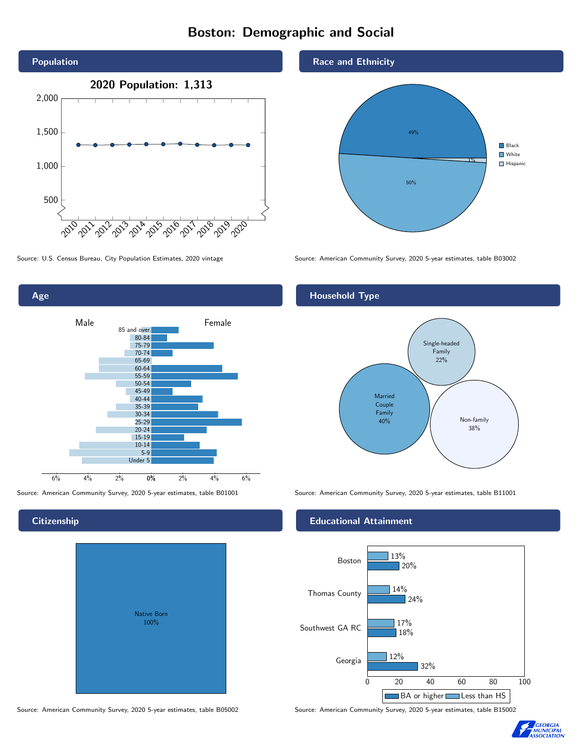# Boston: Demographic and Social

## Population

**2020 Population: 1,313**

Source: U.S. Census Bureau, City Population Estimates, 2020 vintage

## Race and Ethnicity

| Race/Ethnicity | Percent |
|---|---|
| Black | 49% |
| White | 50% |
| Hispanic | 1% |

Source: American Community Survey, 2020 5-year estimates, table B03002

## Age

Male / Female

Source: American Community Survey, 2020 5-year estimates, table B01001

## Household Type

| Household Type | Percent |
|---|---|
| Married Couple Family | 40% |
| Single-headed Family | 22% |
| Non-family | 38% |

Source: American Community Survey, 2020 5-year estimates, table B11001

## Citizenship

Native Born 100%

Source: American Community Survey, 2020 5-year estimates, table B05002

## Educational Attainment

| | Less than HS | BA or higher |
|---|---|---|
| Boston | 13% | 20% |
| Thomas County | 14% | 24% |
| Southwest GA RC | 17% | 18% |
| Georgia | 12% | 32% |

Source: American Community Survey, 2020 5-year estimates, table B15002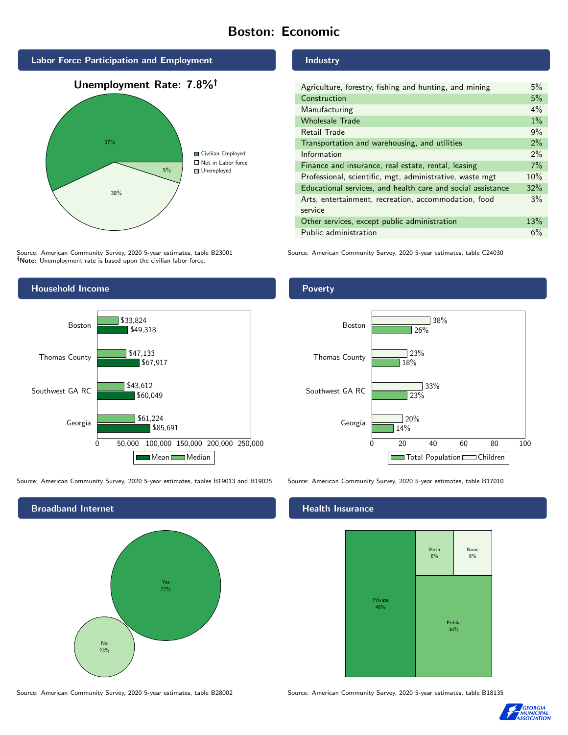# Boston: Economic

## Labor Force Participation and Employment

**Unemployment Rate: 7.8%†**

| Category | Percent |
|---|---|
| Civilian Employed | 57% |
| Not in Labor force | 38% |
| Unemployed | 5% |

Source: American Community Survey, 2020 5-year estimates, table B23001
**†Note:** Unemployment rate is based upon the civilian labor force.

## Industry

| Industry | Percent |
|---|---|
| Agriculture, forestry, fishing and hunting, and mining | 5% |
| Construction | 5% |
| Manufacturing | 4% |
| Wholesale Trade | 1% |
| Retail Trade | 9% |
| Transportation and warehousing, and utilities | 2% |
| Information | 2% |
| Finance and insurance, real estate, rental, leasing | 7% |
| Professional, scientific, mgt, administrative, waste mgt | 10% |
| Educational services, and health care and social assistance | 32% |
| Arts, entertainment, recreation, accommodation, food service | 3% |
| Other services, except public administration | 13% |
| Public administration | 6% |

Source: American Community Survey, 2020 5-year estimates, table C24030

## Household Income

| | Median | Mean |
|---|---|---|
| Boston | $33,824 | $49,318 |
| Thomas County | $47,133 | $67,917 |
| Southwest GA RC | $43,612 | $60,049 |
| Georgia | $61,224 | $85,691 |

Source: American Community Survey, 2020 5-year estimates, tables B19013 and B19025

## Poverty

| | Children | Total Population |
|---|---|---|
| Boston | 38% | 26% |
| Thomas County | 23% | 18% |
| Southwest GA RC | 33% | 23% |
| Georgia | 20% | 14% |

Source: American Community Survey, 2020 5-year estimates, table B17010

## Broadband Internet

| | Percent |
|---|---|
| Yes | 77% |
| No | 23% |

Source: American Community Survey, 2020 5-year estimates, table B28002

## Health Insurance

| | Percent |
|---|---|
| Private | 48% |
| Public | 36% |
| Both | 8% |
| None | 8% |

Source: American Community Survey, 2020 5-year estimates, table B18135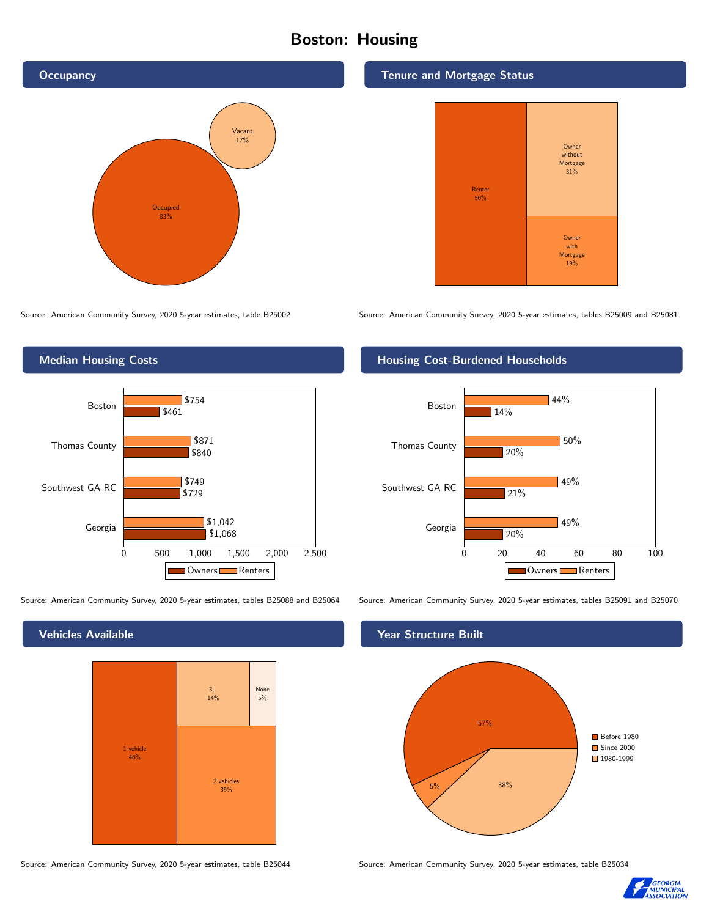# Boston: Housing

## Occupancy

Vacant
17%

Occupied
83%

Source: American Community Survey, 2020 5-year estimates, table B25002

## Tenure and Mortgage Status

Renter
50%

Owner
without
Mortgage
31%

Owner
with
Mortgage
19%

Source: American Community Survey, 2020 5-year estimates, tables B25009 and B25081

## Median Housing Costs

Boston
$754
$461

Thomas County
$871
$840

Southwest GA RC
$749
$729

Georgia
$1,042
$1,068

0 500 1,000 1,500 2,000 2,500

Owners Renters

Source: American Community Survey, 2020 5-year estimates, tables B25088 and B25064

## Housing Cost-Burdened Households

Boston
44%
14%

Thomas County
50%
20%

Southwest GA RC
49%
21%

Georgia
49%
20%

0 20 40 60 80 100

Owners Renters

Source: American Community Survey, 2020 5-year estimates, tables B25091 and B25070

## Vehicles Available

1 vehicle
46%

3+
14%

None
5%

2 vehicles
35%

Source: American Community Survey, 2020 5-year estimates, table B25044

## Year Structure Built

57%

5%

38%

Before 1980
Since 2000
1980-1999

Source: American Community Survey, 2020 5-year estimates, table B25034